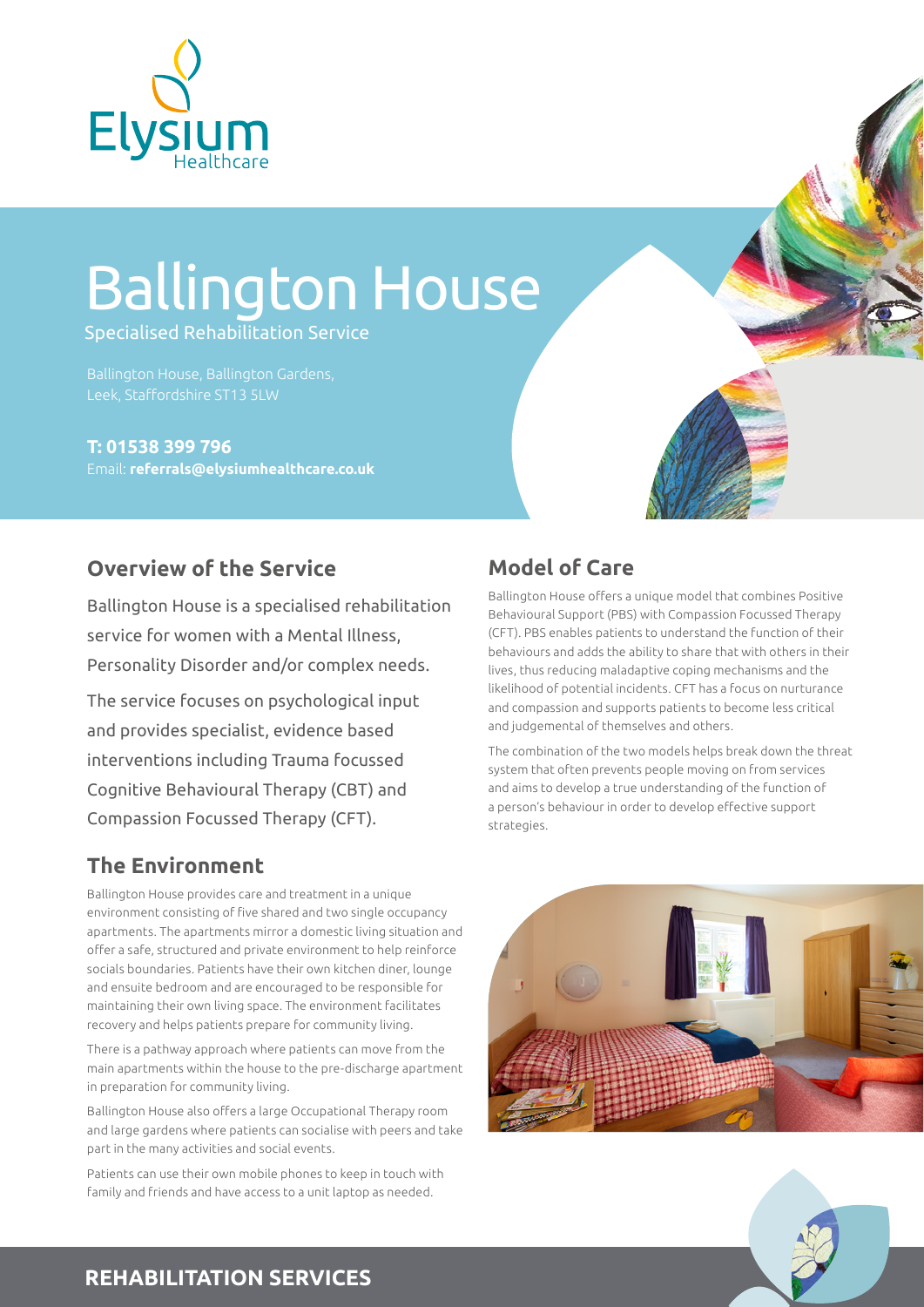Elysium Healthcare

# Ballington House

Specialised Rehabilitation Service

Ballington House, Ballington Gardens, Leek, Staffordshire ST13 5LW

**T: 01538 399 796**
Email: **referrals@elysiumhealthcare.co.uk**

## Overview of the Service

Ballington House is a specialised rehabilitation service for women with a Mental Illness, Personality Disorder and/or complex needs.

The service focuses on psychological input and provides specialist, evidence based interventions including Trauma focussed Cognitive Behavioural Therapy (CBT) and Compassion Focussed Therapy (CFT).

## The Environment

Ballington House provides care and treatment in a unique environment consisting of five shared and two single occupancy apartments. The apartments mirror a domestic living situation and offer a safe, structured and private environment to help reinforce socials boundaries. Patients have their own kitchen diner, lounge and ensuite bedroom and are encouraged to be responsible for maintaining their own living space. The environment facilitates recovery and helps patients prepare for community living.

There is a pathway approach where patients can move from the main apartments within the house to the pre-discharge apartment in preparation for community living.

Ballington House also offers a large Occupational Therapy room and large gardens where patients can socialise with peers and take part in the many activities and social events.

Patients can use their own mobile phones to keep in touch with family and friends and have access to a unit laptop as needed.

## Model of Care

Ballington House offers a unique model that combines Positive Behavioural Support (PBS) with Compassion Focussed Therapy (CFT). PBS enables patients to understand the function of their behaviours and adds the ability to share that with others in their lives, thus reducing maladaptive coping mechanisms and the likelihood of potential incidents. CFT has a focus on nurturance and compassion and supports patients to become less critical and judgemental of themselves and others.

The combination of the two models helps break down the threat system that often prevents people moving on from services and aims to develop a true understanding of the function of a person's behaviour in order to develop effective support strategies.

**REHABILITATION SERVICES**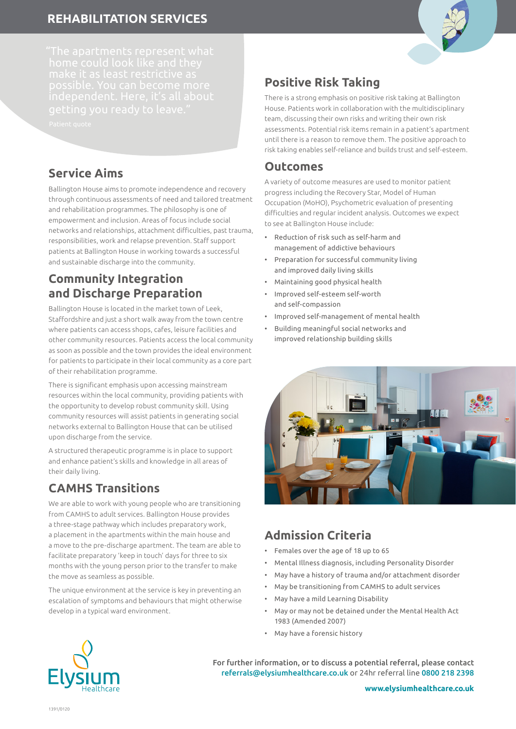> "The apartments represent what home could look like and they make it as least restrictive as possible. You can become more independent. Here, it's all about getting you ready to leave."
>
> Patient quote

## Service Aims

Ballington House aims to promote independence and recovery through continuous assessments of need and tailored treatment and rehabilitation programmes. The philosophy is one of empowerment and inclusion. Areas of focus include social networks and relationships, attachment difficulties, past trauma, responsibilities, work and relapse prevention. Staff support patients at Ballington House in working towards a successful and sustainable discharge into the community.

## Community Integration and Discharge Preparation

Ballington House is located in the market town of Leek, Staffordshire and just a short walk away from the town centre where patients can access shops, cafes, leisure facilities and other community resources. Patients access the local community as soon as possible and the town provides the ideal environment for patients to participate in their local community as a core part of their rehabilitation programme.

There is significant emphasis upon accessing mainstream resources within the local community, providing patients with the opportunity to develop robust community skill. Using community resources will assist patients in generating social networks external to Ballington House that can be utilised upon discharge from the service.

A structured therapeutic programme is in place to support and enhance patient's skills and knowledge in all areas of their daily living.

## CAMHS Transitions

We are able to work with young people who are transitioning from CAMHS to adult services. Ballington House provides a three-stage pathway which includes preparatory work, a placement in the apartments within the main house and a move to the pre-discharge apartment. The team are able to facilitate preparatory 'keep in touch' days for three to six months with the young person prior to the transfer to make the move as seamless as possible.

The unique environment at the service is key in preventing an escalation of symptoms and behaviours that might otherwise develop in a typical ward environment.

## Positive Risk Taking

There is a strong emphasis on positive risk taking at Ballington House. Patients work in collaboration with the multidisciplinary team, discussing their own risks and writing their own risk assessments. Potential risk items remain in a patient's apartment until there is a reason to remove them. The positive approach to risk taking enables self-reliance and builds trust and self-esteem.

## Outcomes

A variety of outcome measures are used to monitor patient progress including the Recovery Star, Model of Human Occupation (MoHO), Psychometric evaluation of presenting difficulties and regular incident analysis. Outcomes we expect to see at Ballington House include:

- Reduction of risk such as self-harm and management of addictive behaviours
- Preparation for successful community living and improved daily living skills
- Maintaining good physical health
- Improved self-esteem self-worth and self-compassion
- Improved self-management of mental health
- Building meaningful social networks and improved relationship building skills

## Admission Criteria

- Females over the age of 18 up to 65
- Mental Illness diagnosis, including Personality Disorder
- May have a history of trauma and/or attachment disorder
- May be transitioning from CAMHS to adult services
- May have a mild Learning Disability
- May or may not be detained under the Mental Health Act 1983 (Amended 2007)
- May have a forensic history

**For further information, or to discuss a potential referral, please contact referrals@elysiumhealthcare.co.uk or 24hr referral line 0800 218 2398**

**www.elysiumhealthcare.co.uk**

1391/0120